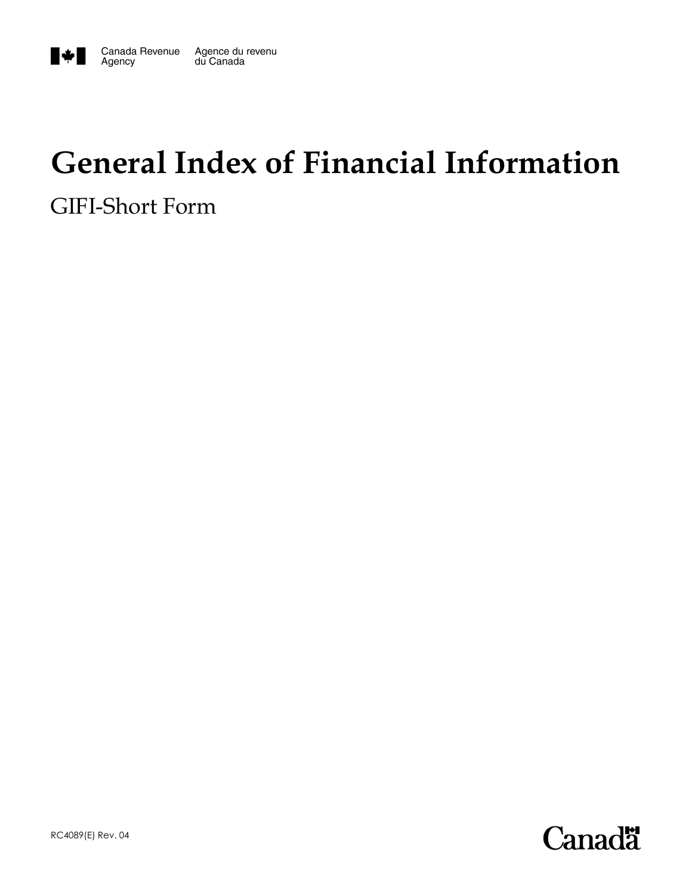Canada Revenue Agency    Agence du revenu du Canada

# General Index of Financial Information

## GIFI-Short Form

RC4089(E) Rev. 04

Canada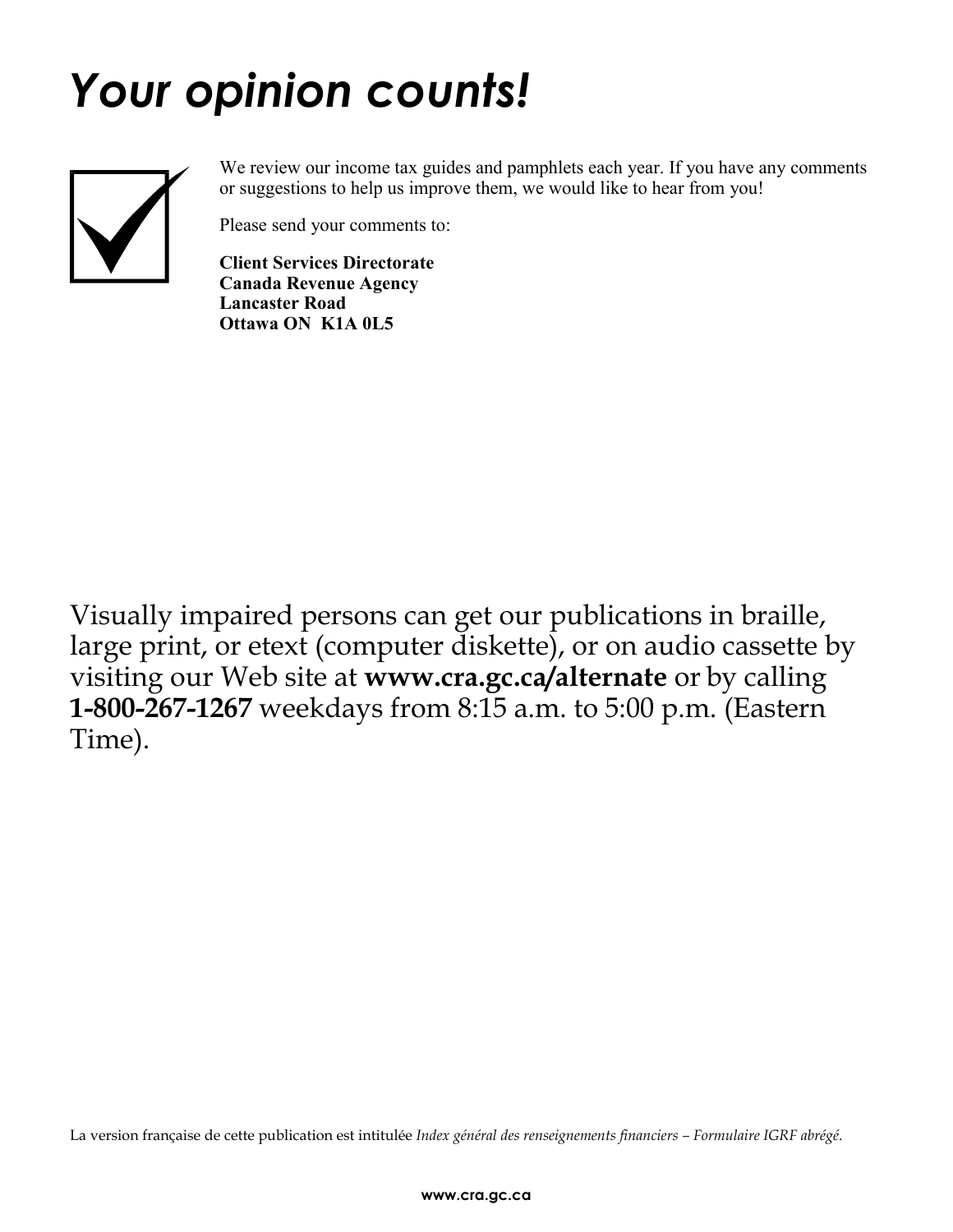# *Your opinion counts!*

We review our income tax guides and pamphlets each year. If you have any comments or suggestions to help us improve them, we would like to hear from you!

Please send your comments to:

**Client Services Directorate**
**Canada Revenue Agency**
**Lancaster Road**
**Ottawa ON K1A 0L5**

Visually impaired persons can get our publications in braille, large print, or etext (computer diskette), or on audio cassette by visiting our Web site at **www.cra.gc.ca/alternate** or by calling **1-800-267-1267** weekdays from 8:15 a.m. to 5:00 p.m. (Eastern Time).

La version française de cette publication est intitulée *Index général des renseignements financiers – Formulaire IGRF abrégé*.

**www.cra.gc.ca**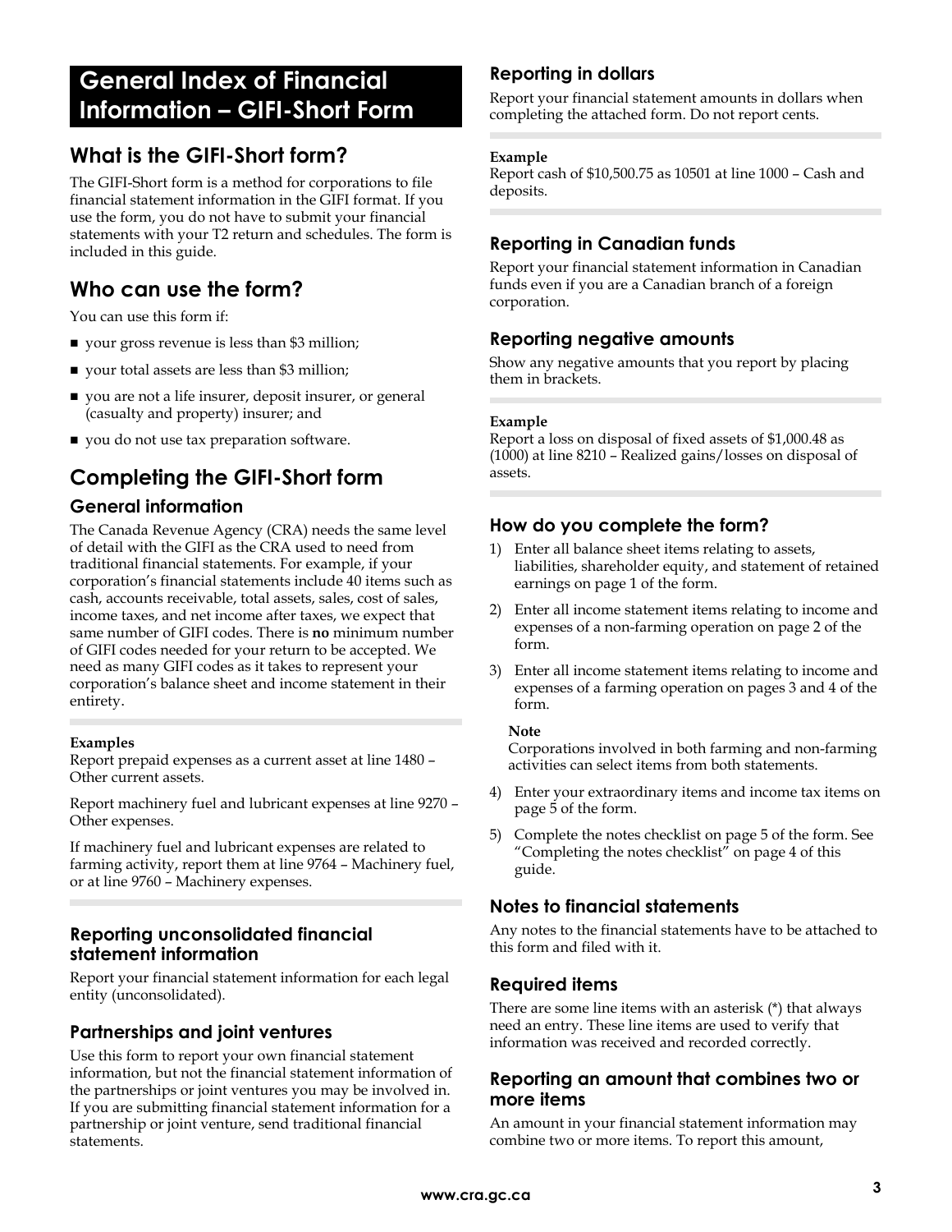# General Index of Financial Information – GIFI-Short Form

## What is the GIFI-Short form?

The GIFI-Short form is a method for corporations to file financial statement information in the GIFI format. If you use the form, you do not have to submit your financial statements with your T2 return and schedules. The form is included in this guide.

## Who can use the form?

You can use this form if:

- your gross revenue is less than $3 million;
- your total assets are less than $3 million;
- you are not a life insurer, deposit insurer, or general (casualty and property) insurer; and
- you do not use tax preparation software.

## Completing the GIFI-Short form

### General information

The Canada Revenue Agency (CRA) needs the same level of detail with the GIFI as the CRA used to need from traditional financial statements. For example, if your corporation's financial statements include 40 items such as cash, accounts receivable, total assets, sales, cost of sales, income taxes, and net income after taxes, we expect that same number of GIFI codes. There is **no** minimum number of GIFI codes needed for your return to be accepted. We need as many GIFI codes as it takes to represent your corporation's balance sheet and income statement in their entirety.

**Examples**

Report prepaid expenses as a current asset at line 1480 – Other current assets.

Report machinery fuel and lubricant expenses at line 9270 – Other expenses.

If machinery fuel and lubricant expenses are related to farming activity, report them at line 9764 – Machinery fuel, or at line 9760 – Machinery expenses.

### Reporting unconsolidated financial statement information

Report your financial statement information for each legal entity (unconsolidated).

### Partnerships and joint ventures

Use this form to report your own financial statement information, but not the financial statement information of the partnerships or joint ventures you may be involved in. If you are submitting financial statement information for a partnership or joint venture, send traditional financial statements.

### Reporting in dollars

Report your financial statement amounts in dollars when completing the attached form. Do not report cents.

**Example**

Report cash of $10,500.75 as 10501 at line 1000 – Cash and deposits.

### Reporting in Canadian funds

Report your financial statement information in Canadian funds even if you are a Canadian branch of a foreign corporation.

### Reporting negative amounts

Show any negative amounts that you report by placing them in brackets.

**Example**

Report a loss on disposal of fixed assets of $1,000.48 as (1000) at line 8210 – Realized gains/losses on disposal of assets.

### How do you complete the form?

1) Enter all balance sheet items relating to assets, liabilities, shareholder equity, and statement of retained earnings on page 1 of the form.
2) Enter all income statement items relating to income and expenses of a non-farming operation on page 2 of the form.
3) Enter all income statement items relating to income and expenses of a farming operation on pages 3 and 4 of the form.

   **Note**

   Corporations involved in both farming and non-farming activities can select items from both statements.

4) Enter your extraordinary items and income tax items on page 5 of the form.
5) Complete the notes checklist on page 5 of the form. See "Completing the notes checklist" on page 4 of this guide.

### Notes to financial statements

Any notes to the financial statements have to be attached to this form and filed with it.

### Required items

There are some line items with an asterisk (*) that always need an entry. These line items are used to verify that information was received and recorded correctly.

### Reporting an amount that combines two or more items

An amount in your financial statement information may combine two or more items. To report this amount,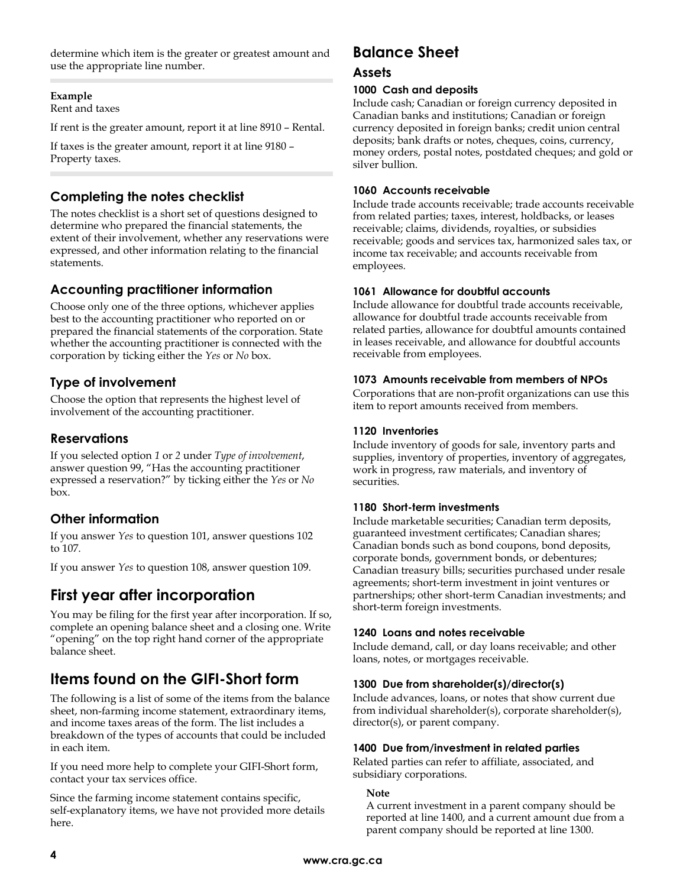determine which item is the greater or greatest amount and use the appropriate line number.

---

**Example**

Rent and taxes

If rent is the greater amount, report it at line 8910 – Rental.

If taxes is the greater amount, report it at line 9180 – Property taxes.

---

### Completing the notes checklist

The notes checklist is a short set of questions designed to determine who prepared the financial statements, the extent of their involvement, whether any reservations were expressed, and other information relating to the financial statements.

### Accounting practitioner information

Choose only one of the three options, whichever applies best to the accounting practitioner who reported on or prepared the financial statements of the corporation. State whether the accounting practitioner is connected with the corporation by ticking either the *Yes* or *No* box.

### Type of involvement

Choose the option that represents the highest level of involvement of the accounting practitioner.

### Reservations

If you selected option *1* or *2* under *Type of involvement*, answer question 99, "Has the accounting practitioner expressed a reservation?" by ticking either the *Yes* or *No* box.

### Other information

If you answer *Yes* to question 101, answer questions 102 to 107.

If you answer *Yes* to question 108, answer question 109.

## First year after incorporation

You may be filing for the first year after incorporation. If so, complete an opening balance sheet and a closing one. Write "opening" on the top right hand corner of the appropriate balance sheet.

## Items found on the GIFI-Short form

The following is a list of some of the items from the balance sheet, non-farming income statement, extraordinary items, and income taxes areas of the form. The list includes a breakdown of the types of accounts that could be included in each item.

If you need more help to complete your GIFI-Short form, contact your tax services office.

Since the farming income statement contains specific, self-explanatory items, we have not provided more details here.

## Balance Sheet

### Assets

#### 1000 Cash and deposits

Include cash; Canadian or foreign currency deposited in Canadian banks and institutions; Canadian or foreign currency deposited in foreign banks; credit union central deposits; bank drafts or notes, cheques, coins, currency, money orders, postal notes, postdated cheques; and gold or silver bullion.

#### 1060 Accounts receivable

Include trade accounts receivable; trade accounts receivable from related parties; taxes, interest, holdbacks, or leases receivable; claims, dividends, royalties, or subsidies receivable; goods and services tax, harmonized sales tax, or income tax receivable; and accounts receivable from employees.

#### 1061 Allowance for doubtful accounts

Include allowance for doubtful trade accounts receivable, allowance for doubtful trade accounts receivable from related parties, allowance for doubtful amounts contained in leases receivable, and allowance for doubtful accounts receivable from employees.

#### 1073 Amounts receivable from members of NPOs

Corporations that are non-profit organizations can use this item to report amounts received from members.

#### 1120 Inventories

Include inventory of goods for sale, inventory parts and supplies, inventory of properties, inventory of aggregates, work in progress, raw materials, and inventory of securities.

#### 1180 Short-term investments

Include marketable securities; Canadian term deposits, guaranteed investment certificates; Canadian shares; Canadian bonds such as bond coupons, bond deposits, corporate bonds, government bonds, or debentures; Canadian treasury bills; securities purchased under resale agreements; short-term investment in joint ventures or partnerships; other short-term Canadian investments; and short-term foreign investments.

#### 1240 Loans and notes receivable

Include demand, call, or day loans receivable; and other loans, notes, or mortgages receivable.

#### 1300 Due from shareholder(s)/director(s)

Include advances, loans, or notes that show current due from individual shareholder(s), corporate shareholder(s), director(s), or parent company.

#### 1400 Due from/investment in related parties

Related parties can refer to affiliate, associated, and subsidiary corporations.

**Note**

A current investment in a parent company should be reported at line 1400, and a current amount due from a parent company should be reported at line 1300.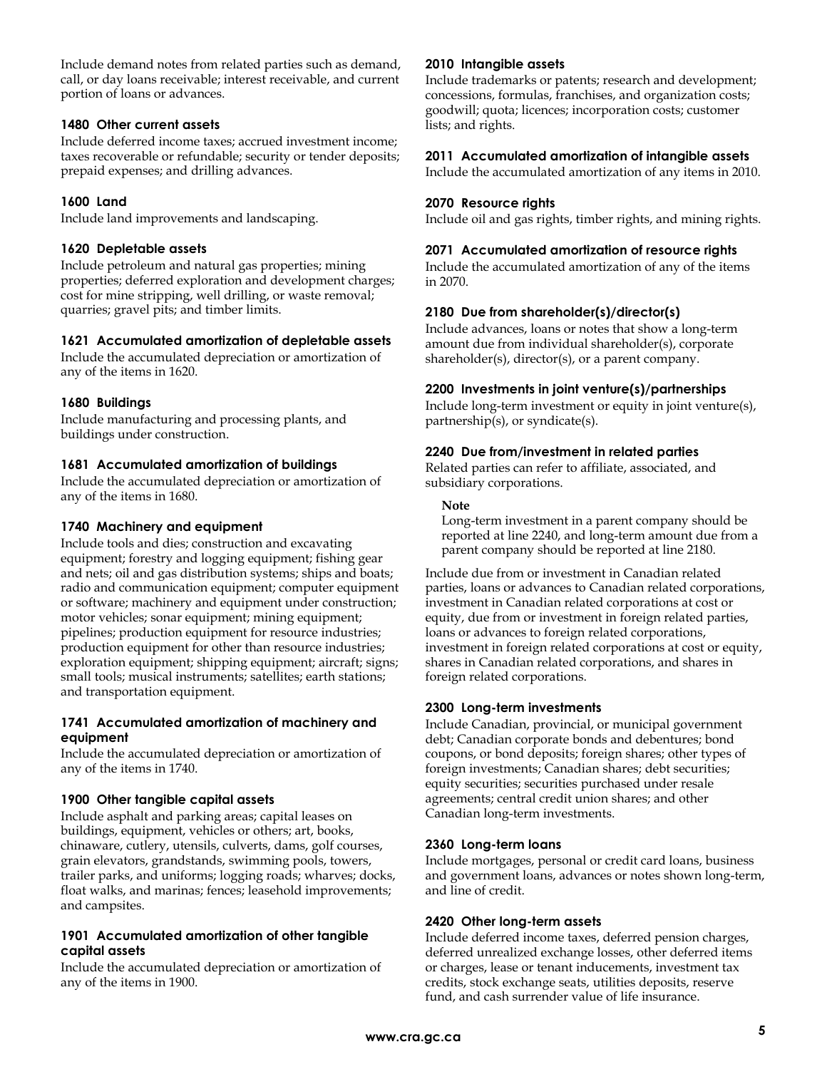Include demand notes from related parties such as demand, call, or day loans receivable; interest receivable, and current portion of loans or advances.

### 1480 Other current assets

Include deferred income taxes; accrued investment income; taxes recoverable or refundable; security or tender deposits; prepaid expenses; and drilling advances.

### 1600 Land

Include land improvements and landscaping.

### 1620 Depletable assets

Include petroleum and natural gas properties; mining properties; deferred exploration and development charges; cost for mine stripping, well drilling, or waste removal; quarries; gravel pits; and timber limits.

### 1621 Accumulated amortization of depletable assets

Include the accumulated depreciation or amortization of any of the items in 1620.

### 1680 Buildings

Include manufacturing and processing plants, and buildings under construction.

### 1681 Accumulated amortization of buildings

Include the accumulated depreciation or amortization of any of the items in 1680.

### 1740 Machinery and equipment

Include tools and dies; construction and excavating equipment; forestry and logging equipment; fishing gear and nets; oil and gas distribution systems; ships and boats; radio and communication equipment; computer equipment or software; machinery and equipment under construction; motor vehicles; sonar equipment; mining equipment; pipelines; production equipment for resource industries; production equipment for other than resource industries; exploration equipment; shipping equipment; aircraft; signs; small tools; musical instruments; satellites; earth stations; and transportation equipment.

### 1741 Accumulated amortization of machinery and equipment

Include the accumulated depreciation or amortization of any of the items in 1740.

### 1900 Other tangible capital assets

Include asphalt and parking areas; capital leases on buildings, equipment, vehicles or others; art, books, chinaware, cutlery, utensils, culverts, dams, golf courses, grain elevators, grandstands, swimming pools, towers, trailer parks, and uniforms; logging roads; wharves; docks, float walks, and marinas; fences; leasehold improvements; and campsites.

### 1901 Accumulated amortization of other tangible capital assets

Include the accumulated depreciation or amortization of any of the items in 1900.

### 2010 Intangible assets

Include trademarks or patents; research and development; concessions, formulas, franchises, and organization costs; goodwill; quota; licences; incorporation costs; customer lists; and rights.

### 2011 Accumulated amortization of intangible assets

Include the accumulated amortization of any items in 2010.

### 2070 Resource rights

Include oil and gas rights, timber rights, and mining rights.

### 2071 Accumulated amortization of resource rights

Include the accumulated amortization of any of the items in 2070.

### 2180 Due from shareholder(s)/director(s)

Include advances, loans or notes that show a long-term amount due from individual shareholder(s), corporate shareholder(s), director(s), or a parent company.

### 2200 Investments in joint venture(s)/partnerships

Include long-term investment or equity in joint venture(s), partnership(s), or syndicate(s).

### 2240 Due from/investment in related parties

Related parties can refer to affiliate, associated, and subsidiary corporations.

> **Note**
> Long-term investment in a parent company should be reported at line 2240, and long-term amount due from a parent company should be reported at line 2180.

Include due from or investment in Canadian related parties, loans or advances to Canadian related corporations, investment in Canadian related corporations at cost or equity, due from or investment in foreign related parties, loans or advances to foreign related corporations, investment in foreign related corporations at cost or equity, shares in Canadian related corporations, and shares in foreign related corporations.

### 2300 Long-term investments

Include Canadian, provincial, or municipal government debt; Canadian corporate bonds and debentures; bond coupons, or bond deposits; foreign shares; other types of foreign investments; Canadian shares; debt securities; equity securities; securities purchased under resale agreements; central credit union shares; and other Canadian long-term investments.

### 2360 Long-term loans

Include mortgages, personal or credit card loans, business and government loans, advances or notes shown long-term, and line of credit.

### 2420 Other long-term assets

Include deferred income taxes, deferred pension charges, deferred unrealized exchange losses, other deferred items or charges, lease or tenant inducements, investment tax credits, stock exchange seats, utilities deposits, reserve fund, and cash surrender value of life insurance.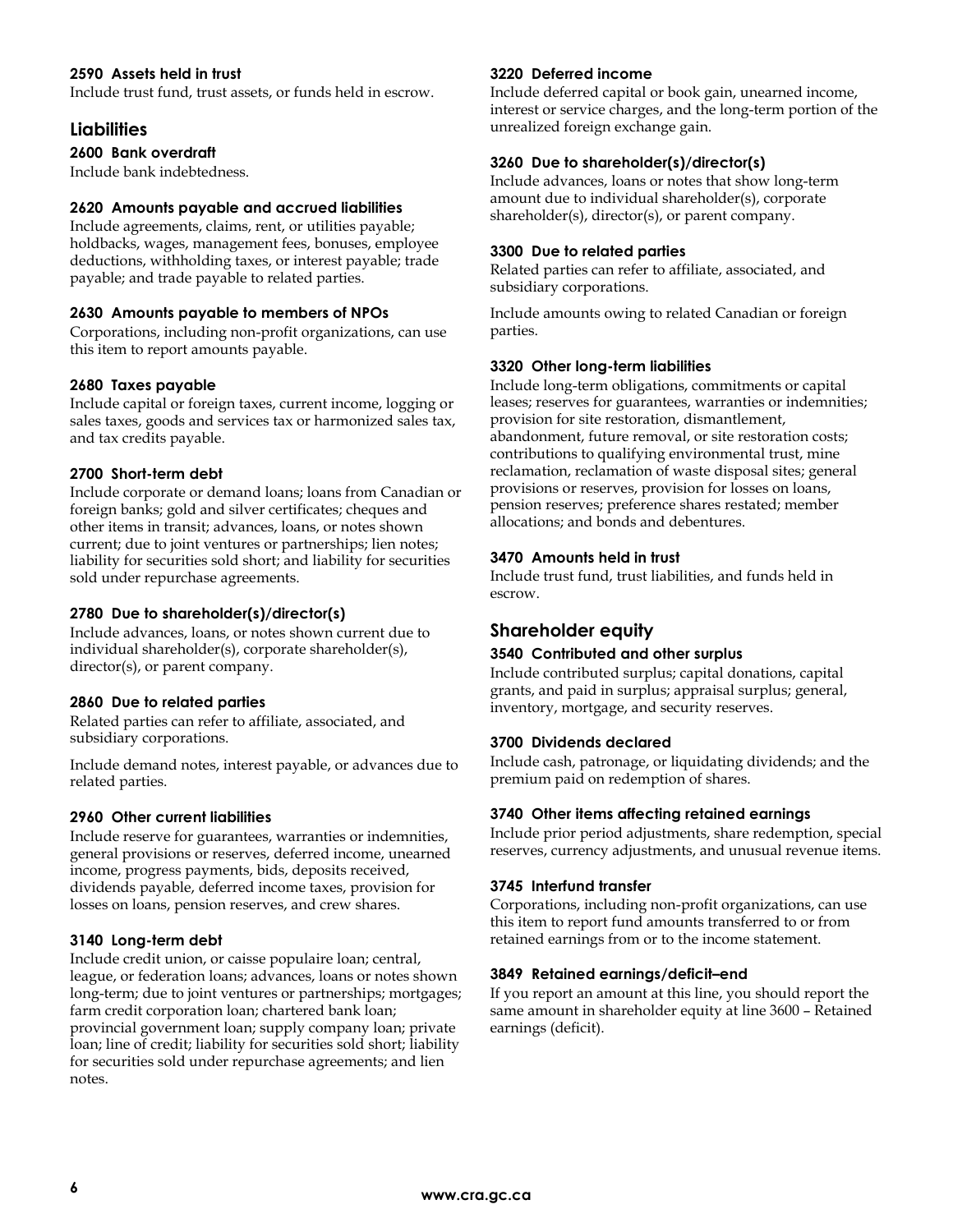#### 2590 Assets held in trust

Include trust fund, trust assets, or funds held in escrow.

## Liabilities

#### 2600 Bank overdraft

Include bank indebtedness.

#### 2620 Amounts payable and accrued liabilities

Include agreements, claims, rent, or utilities payable; holdbacks, wages, management fees, bonuses, employee deductions, withholding taxes, or interest payable; trade payable; and trade payable to related parties.

#### 2630 Amounts payable to members of NPOs

Corporations, including non-profit organizations, can use this item to report amounts payable.

#### 2680 Taxes payable

Include capital or foreign taxes, current income, logging or sales taxes, goods and services tax or harmonized sales tax, and tax credits payable.

#### 2700 Short-term debt

Include corporate or demand loans; loans from Canadian or foreign banks; gold and silver certificates; cheques and other items in transit; advances, loans, or notes shown current; due to joint ventures or partnerships; lien notes; liability for securities sold short; and liability for securities sold under repurchase agreements.

#### 2780 Due to shareholder(s)/director(s)

Include advances, loans, or notes shown current due to individual shareholder(s), corporate shareholder(s), director(s), or parent company.

#### 2860 Due to related parties

Related parties can refer to affiliate, associated, and subsidiary corporations.

Include demand notes, interest payable, or advances due to related parties.

#### 2960 Other current liabilities

Include reserve for guarantees, warranties or indemnities, general provisions or reserves, deferred income, unearned income, progress payments, bids, deposits received, dividends payable, deferred income taxes, provision for losses on loans, pension reserves, and crew shares.

#### 3140 Long-term debt

Include credit union, or caisse populaire loan; central, league, or federation loans; advances, loans or notes shown long-term; due to joint ventures or partnerships; mortgages; farm credit corporation loan; chartered bank loan; provincial government loan; supply company loan; private loan; line of credit; liability for securities sold short; liability for securities sold under repurchase agreements; and lien notes.

#### 3220 Deferred income

Include deferred capital or book gain, unearned income, interest or service charges, and the long-term portion of the unrealized foreign exchange gain.

#### 3260 Due to shareholder(s)/director(s)

Include advances, loans or notes that show long-term amount due to individual shareholder(s), corporate shareholder(s), director(s), or parent company.

#### 3300 Due to related parties

Related parties can refer to affiliate, associated, and subsidiary corporations.

Include amounts owing to related Canadian or foreign parties.

#### 3320 Other long-term liabilities

Include long-term obligations, commitments or capital leases; reserves for guarantees, warranties or indemnities; provision for site restoration, dismantlement, abandonment, future removal, or site restoration costs; contributions to qualifying environmental trust, mine reclamation, reclamation of waste disposal sites; general provisions or reserves, provision for losses on loans, pension reserves; preference shares restated; member allocations; and bonds and debentures.

#### 3470 Amounts held in trust

Include trust fund, trust liabilities, and funds held in escrow.

## Shareholder equity

#### 3540 Contributed and other surplus

Include contributed surplus; capital donations, capital grants, and paid in surplus; appraisal surplus; general, inventory, mortgage, and security reserves.

#### 3700 Dividends declared

Include cash, patronage, or liquidating dividends; and the premium paid on redemption of shares.

#### 3740 Other items affecting retained earnings

Include prior period adjustments, share redemption, special reserves, currency adjustments, and unusual revenue items.

#### 3745 Interfund transfer

Corporations, including non-profit organizations, can use this item to report fund amounts transferred to or from retained earnings from or to the income statement.

#### 3849 Retained earnings/deficit–end

If you report an amount at this line, you should report the same amount in shareholder equity at line 3600 – Retained earnings (deficit).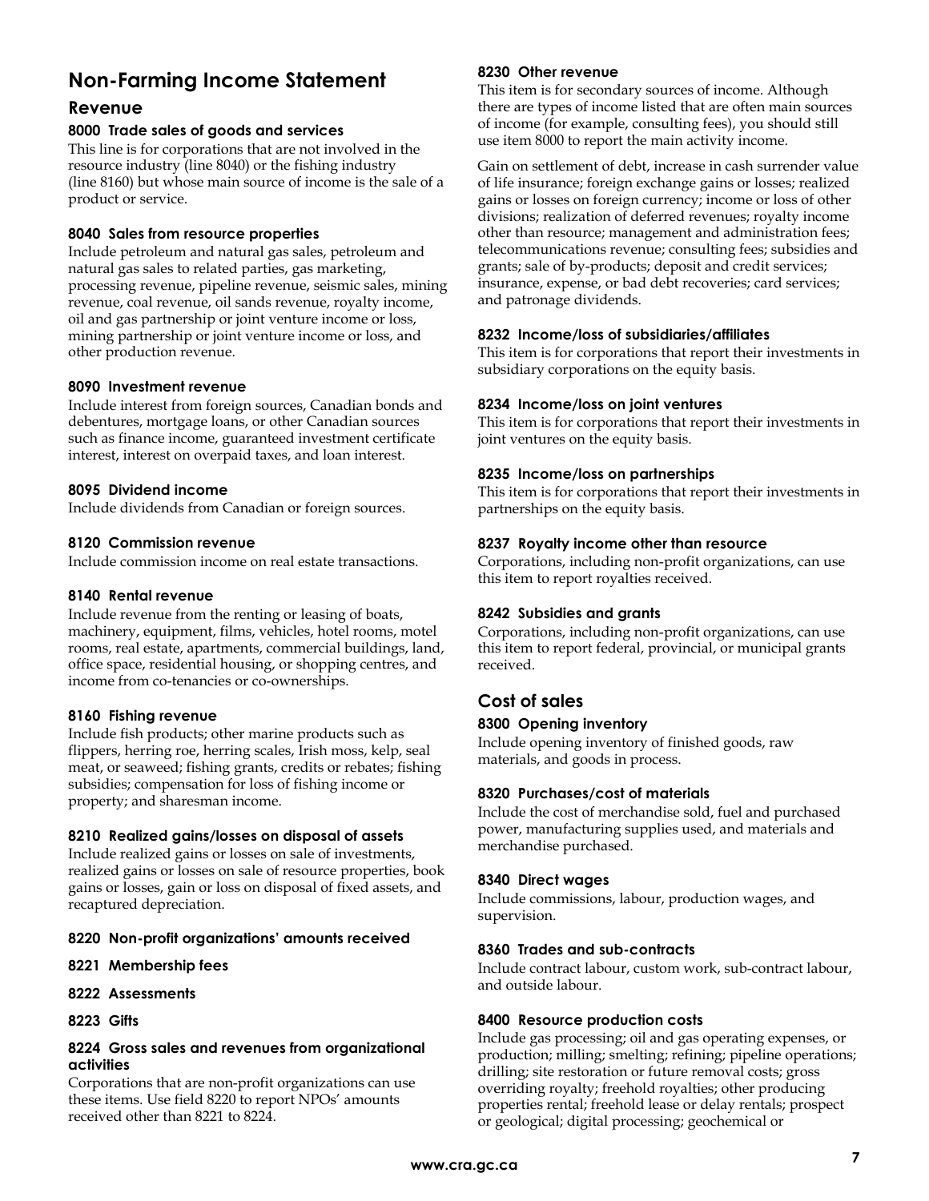# Non-Farming Income Statement

## Revenue

### 8000 Trade sales of goods and services

This line is for corporations that are not involved in the resource industry (line 8040) or the fishing industry (line 8160) but whose main source of income is the sale of a product or service.

### 8040 Sales from resource properties

Include petroleum and natural gas sales, petroleum and natural gas sales to related parties, gas marketing, processing revenue, pipeline revenue, seismic sales, mining revenue, coal revenue, oil sands revenue, royalty income, oil and gas partnership or joint venture income or loss, mining partnership or joint venture income or loss, and other production revenue.

### 8090 Investment revenue

Include interest from foreign sources, Canadian bonds and debentures, mortgage loans, or other Canadian sources such as finance income, guaranteed investment certificate interest, interest on overpaid taxes, and loan interest.

### 8095 Dividend income

Include dividends from Canadian or foreign sources.

### 8120 Commission revenue

Include commission income on real estate transactions.

### 8140 Rental revenue

Include revenue from the renting or leasing of boats, machinery, equipment, films, vehicles, hotel rooms, motel rooms, real estate, apartments, commercial buildings, land, office space, residential housing, or shopping centres, and income from co-tenancies or co-ownerships.

### 8160 Fishing revenue

Include fish products; other marine products such as flippers, herring roe, herring scales, Irish moss, kelp, seal meat, or seaweed; fishing grants, credits or rebates; fishing subsidies; compensation for loss of fishing income or property; and sharesman income.

### 8210 Realized gains/losses on disposal of assets

Include realized gains or losses on sale of investments, realized gains or losses on sale of resource properties, book gains or losses, gain or loss on disposal of fixed assets, and recaptured depreciation.

### 8220 Non-profit organizations' amounts received

### 8221 Membership fees

### 8222 Assessments

### 8223 Gifts

### 8224 Gross sales and revenues from organizational activities

Corporations that are non-profit organizations can use these items. Use field 8220 to report NPOs' amounts received other than 8221 to 8224.

### 8230 Other revenue

This item is for secondary sources of income. Although there are types of income listed that are often main sources of income (for example, consulting fees), you should still use item 8000 to report the main activity income.

Gain on settlement of debt, increase in cash surrender value of life insurance; foreign exchange gains or losses; realized gains or losses on foreign currency; income or loss of other divisions; realization of deferred revenues; royalty income other than resource; management and administration fees; telecommunications revenue; consulting fees; subsidies and grants; sale of by-products; deposit and credit services; insurance, expense, or bad debt recoveries; card services; and patronage dividends.

### 8232 Income/loss of subsidiaries/affiliates

This item is for corporations that report their investments in subsidiary corporations on the equity basis.

### 8234 Income/loss on joint ventures

This item is for corporations that report their investments in joint ventures on the equity basis.

### 8235 Income/loss on partnerships

This item is for corporations that report their investments in partnerships on the equity basis.

### 8237 Royalty income other than resource

Corporations, including non-profit organizations, can use this item to report royalties received.

### 8242 Subsidies and grants

Corporations, including non-profit organizations, can use this item to report federal, provincial, or municipal grants received.

## Cost of sales

### 8300 Opening inventory

Include opening inventory of finished goods, raw materials, and goods in process.

### 8320 Purchases/cost of materials

Include the cost of merchandise sold, fuel and purchased power, manufacturing supplies used, and materials and merchandise purchased.

### 8340 Direct wages

Include commissions, labour, production wages, and supervision.

### 8360 Trades and sub-contracts

Include contract labour, custom work, sub-contract labour, and outside labour.

### 8400 Resource production costs

Include gas processing; oil and gas operating expenses, or production; milling; smelting; refining; pipeline operations; drilling; site restoration or future removal costs; gross overriding royalty; freehold royalties; other producing properties rental; freehold lease or delay rentals; prospect or geological; digital processing; geochemical or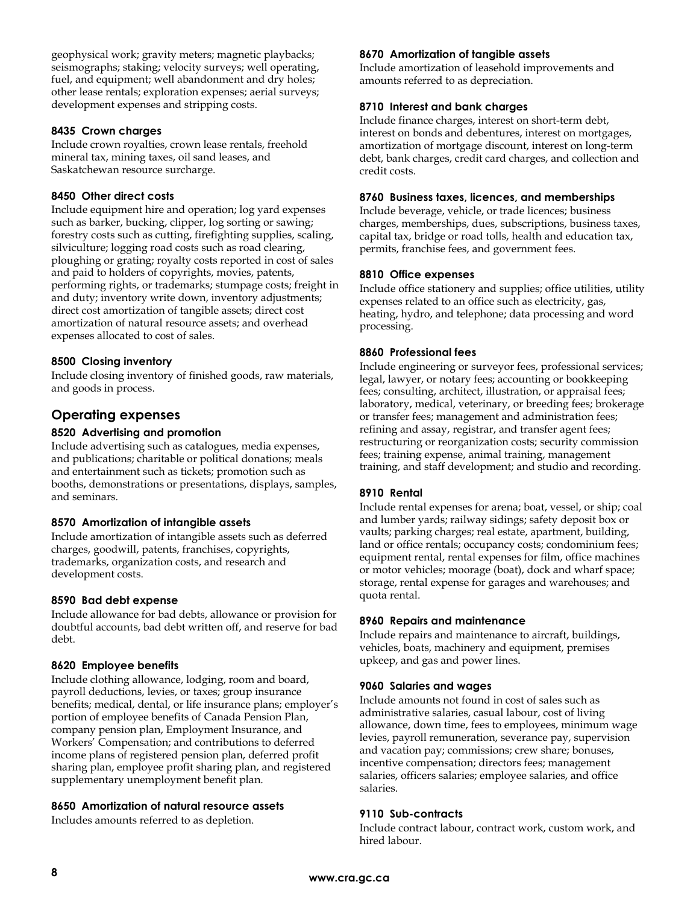geophysical work; gravity meters; magnetic playbacks; seismographs; staking; velocity surveys; well operating, fuel, and equipment; well abandonment and dry holes; other lease rentals; exploration expenses; aerial surveys; development expenses and stripping costs.

#### 8435 Crown charges

Include crown royalties, crown lease rentals, freehold mineral tax, mining taxes, oil sand leases, and Saskatchewan resource surcharge.

#### 8450 Other direct costs

Include equipment hire and operation; log yard expenses such as barker, bucking, clipper, log sorting or sawing; forestry costs such as cutting, firefighting supplies, scaling, silviculture; logging road costs such as road clearing, ploughing or grating; royalty costs reported in cost of sales and paid to holders of copyrights, movies, patents, performing rights, or trademarks; stumpage costs; freight in and duty; inventory write down, inventory adjustments; direct cost amortization of tangible assets; direct cost amortization of natural resource assets; and overhead expenses allocated to cost of sales.

#### 8500 Closing inventory

Include closing inventory of finished goods, raw materials, and goods in process.

### Operating expenses

#### 8520 Advertising and promotion

Include advertising such as catalogues, media expenses, and publications; charitable or political donations; meals and entertainment such as tickets; promotion such as booths, demonstrations or presentations, displays, samples, and seminars.

#### 8570 Amortization of intangible assets

Include amortization of intangible assets such as deferred charges, goodwill, patents, franchises, copyrights, trademarks, organization costs, and research and development costs.

#### 8590 Bad debt expense

Include allowance for bad debts, allowance or provision for doubtful accounts, bad debt written off, and reserve for bad debt.

#### 8620 Employee benefits

Include clothing allowance, lodging, room and board, payroll deductions, levies, or taxes; group insurance benefits; medical, dental, or life insurance plans; employer's portion of employee benefits of Canada Pension Plan, company pension plan, Employment Insurance, and Workers' Compensation; and contributions to deferred income plans of registered pension plan, deferred profit sharing plan, employee profit sharing plan, and registered supplementary unemployment benefit plan.

#### 8650 Amortization of natural resource assets

Includes amounts referred to as depletion.

#### 8670 Amortization of tangible assets

Include amortization of leasehold improvements and amounts referred to as depreciation.

#### 8710 Interest and bank charges

Include finance charges, interest on short-term debt, interest on bonds and debentures, interest on mortgages, amortization of mortgage discount, interest on long-term debt, bank charges, credit card charges, and collection and credit costs.

#### 8760 Business taxes, licences, and memberships

Include beverage, vehicle, or trade licences; business charges, memberships, dues, subscriptions, business taxes, capital tax, bridge or road tolls, health and education tax, permits, franchise fees, and government fees.

#### 8810 Office expenses

Include office stationery and supplies; office utilities, utility expenses related to an office such as electricity, gas, heating, hydro, and telephone; data processing and word processing.

#### 8860 Professional fees

Include engineering or surveyor fees, professional services; legal, lawyer, or notary fees; accounting or bookkeeping fees; consulting, architect, illustration, or appraisal fees; laboratory, medical, veterinary, or breeding fees; brokerage or transfer fees; management and administration fees; refining and assay, registrar, and transfer agent fees; restructuring or reorganization costs; security commission fees; training expense, animal training, management training, and staff development; and studio and recording.

#### 8910 Rental

Include rental expenses for arena; boat, vessel, or ship; coal and lumber yards; railway sidings; safety deposit box or vaults; parking charges; real estate, apartment, building, land or office rentals; occupancy costs; condominium fees; equipment rental, rental expenses for film, office machines or motor vehicles; moorage (boat), dock and wharf space; storage, rental expense for garages and warehouses; and quota rental.

#### 8960 Repairs and maintenance

Include repairs and maintenance to aircraft, buildings, vehicles, boats, machinery and equipment, premises upkeep, and gas and power lines.

#### 9060 Salaries and wages

Include amounts not found in cost of sales such as administrative salaries, casual labour, cost of living allowance, down time, fees to employees, minimum wage levies, payroll remuneration, severance pay, supervision and vacation pay; commissions; crew share; bonuses, incentive compensation; directors fees; management salaries, officers salaries; employee salaries, and office salaries.

#### 9110 Sub-contracts

Include contract labour, contract work, custom work, and hired labour.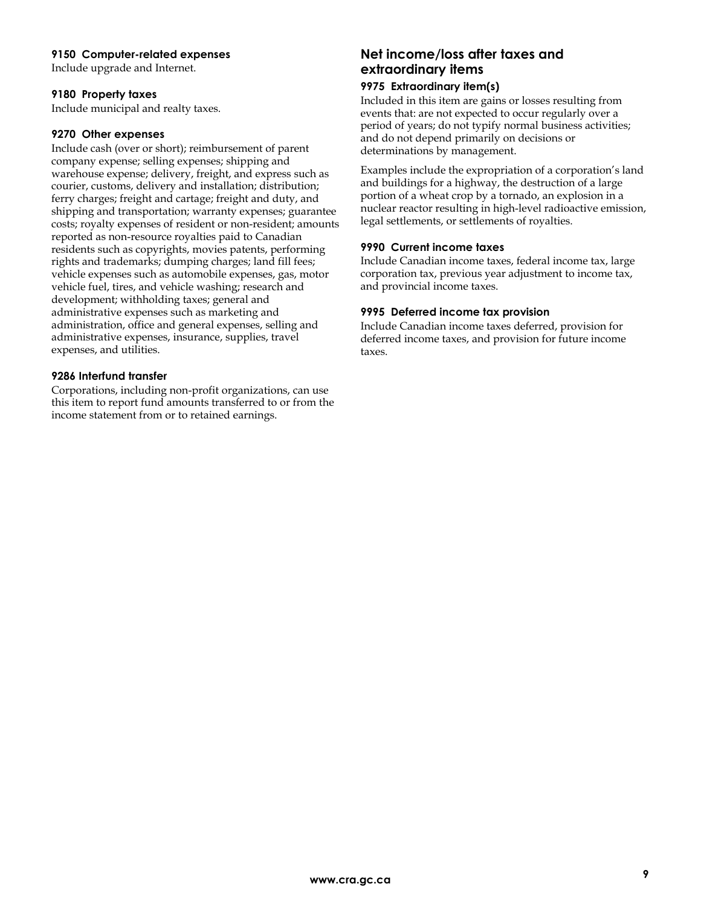#### 9150 Computer-related expenses

Include upgrade and Internet.

#### 9180 Property taxes

Include municipal and realty taxes.

#### 9270 Other expenses

Include cash (over or short); reimbursement of parent company expense; selling expenses; shipping and warehouse expense; delivery, freight, and express such as courier, customs, delivery and installation; distribution; ferry charges; freight and cartage; freight and duty, and shipping and transportation; warranty expenses; guarantee costs; royalty expenses of resident or non-resident; amounts reported as non-resource royalties paid to Canadian residents such as copyrights, movies patents, performing rights and trademarks; dumping charges; land fill fees; vehicle expenses such as automobile expenses, gas, motor vehicle fuel, tires, and vehicle washing; research and development; withholding taxes; general and administrative expenses such as marketing and administration, office and general expenses, selling and administrative expenses, insurance, supplies, travel expenses, and utilities.

#### 9286 Interfund transfer

Corporations, including non-profit organizations, can use this item to report fund amounts transferred to or from the income statement from or to retained earnings.

### Net income/loss after taxes and extraordinary items

#### 9975 Extraordinary item(s)

Included in this item are gains or losses resulting from events that: are not expected to occur regularly over a period of years; do not typify normal business activities; and do not depend primarily on decisions or determinations by management.

Examples include the expropriation of a corporation's land and buildings for a highway, the destruction of a large portion of a wheat crop by a tornado, an explosion in a nuclear reactor resulting in high-level radioactive emission, legal settlements, or settlements of royalties.

#### 9990 Current income taxes

Include Canadian income taxes, federal income tax, large corporation tax, previous year adjustment to income tax, and provincial income taxes.

#### 9995 Deferred income tax provision

Include Canadian income taxes deferred, provision for deferred income taxes, and provision for future income taxes.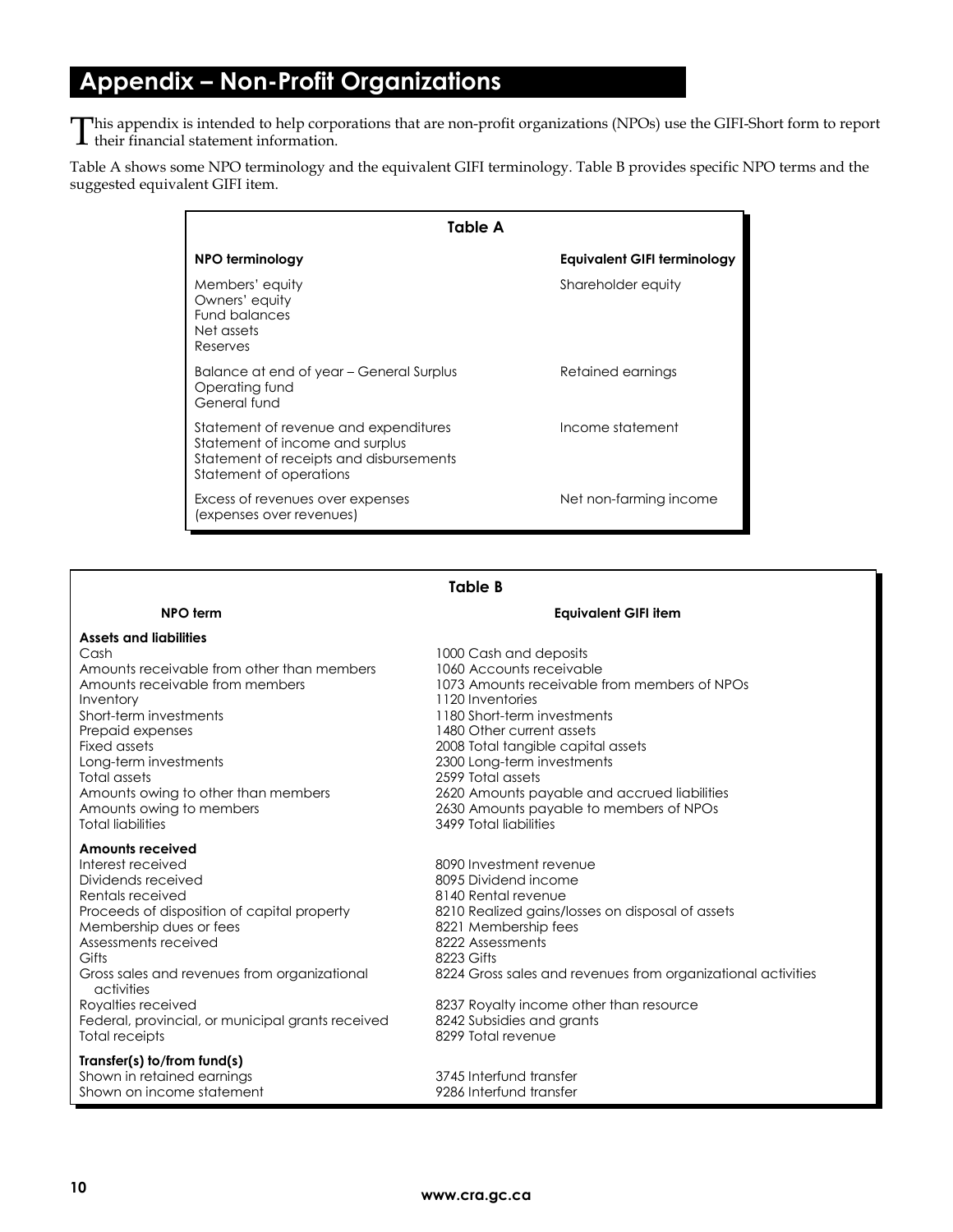# Appendix – Non-Profit Organizations

This appendix is intended to help corporations that are non-profit organizations (NPOs) use the GIFI-Short form to report their financial statement information.

Table A shows some NPO terminology and the equivalent GIFI terminology. Table B provides specific NPO terms and the suggested equivalent GIFI item.

**Table A**

| NPO terminology | Equivalent GIFI terminology |
|---|---|
| Members' equity<br>Owners' equity<br>Fund balances<br>Net assets<br>Reserves | Shareholder equity |
| Balance at end of year – General Surplus<br>Operating fund<br>General fund | Retained earnings |
| Statement of revenue and expenditures<br>Statement of income and surplus<br>Statement of receipts and disbursements<br>Statement of operations | Income statement |
| Excess of revenues over expenses<br>(expenses over revenues) | Net non-farming income |

**Table B**

| NPO term | Equivalent GIFI item |
|---|---|
| **Assets and liabilities** | |
| Cash | 1000 Cash and deposits |
| Amounts receivable from other than members | 1060 Accounts receivable |
| Amounts receivable from members | 1073 Amounts receivable from members of NPOs |
| Inventory | 1120 Inventories |
| Short-term investments | 1180 Short-term investments |
| Prepaid expenses | 1480 Other current assets |
| Fixed assets | 2008 Total tangible capital assets |
| Long-term investments | 2300 Long-term investments |
| Total assets | 2599 Total assets |
| Amounts owing to other than members | 2620 Amounts payable and accrued liabilities |
| Amounts owing to members | 2630 Amounts payable to members of NPOs |
| Total liabilities | 3499 Total liabilities |
| **Amounts received** | |
| Interest received | 8090 Investment revenue |
| Dividends received | 8095 Dividend income |
| Rentals received | 8140 Rental revenue |
| Proceeds of disposition of capital property | 8210 Realized gains/losses on disposal of assets |
| Membership dues or fees | 8221 Membership fees |
| Assessments received | 8222 Assessments |
| Gifts | 8223 Gifts |
| Gross sales and revenues from organizational activities | 8224 Gross sales and revenues from organizational activities |
| Royalties received | 8237 Royalty income other than resource |
| Federal, provincial, or municipal grants received | 8242 Subsidies and grants |
| Total receipts | 8299 Total revenue |
| **Transfer(s) to/from fund(s)** | |
| Shown in retained earnings | 3745 Interfund transfer |
| Shown on income statement | 9286 Interfund transfer |